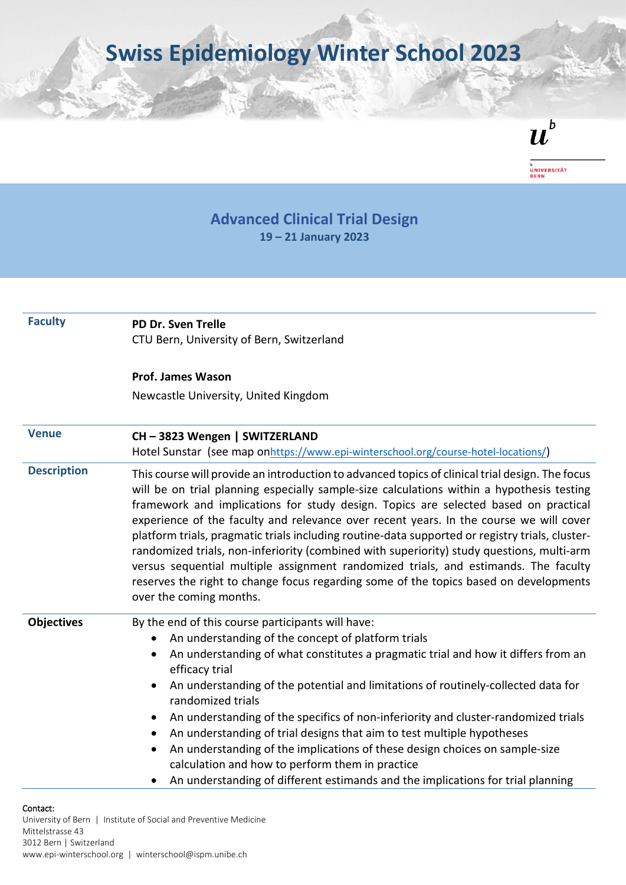# Swiss Epidemiology Winter School 2023

UNIVERSITÄT BERN

## Advanced Clinical Trial Design

**19 – 21 January 2023**

| | |
|---|---|
| **Faculty** | **PD Dr. Sven Trelle**<br>CTU Bern, University of Bern, Switzerland<br><br>**Prof. James Wason**<br>Newcastle University, United Kingdom |
| **Venue** | **CH – 3823 Wengen \| SWITZERLAND**<br>Hotel Sunstar (see map on https://www.epi-winterschool.org/course-hotel-locations/) |
| **Description** | This course will provide an introduction to advanced topics of clinical trial design. The focus will be on trial planning especially sample-size calculations within a hypothesis testing framework and implications for study design. Topics are selected based on practical experience of the faculty and relevance over recent years. In the course we will cover platform trials, pragmatic trials including routine-data supported or registry trials, cluster-randomized trials, non-inferiority (combined with superiority) study questions, multi-arm versus sequential multiple assignment randomized trials, and estimands. The faculty reserves the right to change focus regarding some of the topics based on developments over the coming months. |
| **Objectives** | By the end of this course participants will have:<br>• An understanding of the concept of platform trials<br>• An understanding of what constitutes a pragmatic trial and how it differs from an efficacy trial<br>• An understanding of the potential and limitations of routinely-collected data for randomized trials<br>• An understanding of the specifics of non-inferiority and cluster-randomized trials<br>• An understanding of trial designs that aim to test multiple hypotheses<br>• An understanding of the implications of these design choices on sample-size calculation and how to perform them in practice<br>• An understanding of different estimands and the implications for trial planning |

Contact:
University of Bern | Institute of Social and Preventive Medicine
Mittelstrasse 43
3012 Bern | Switzerland
www.epi-winterschool.org | winterschool@ispm.unibe.ch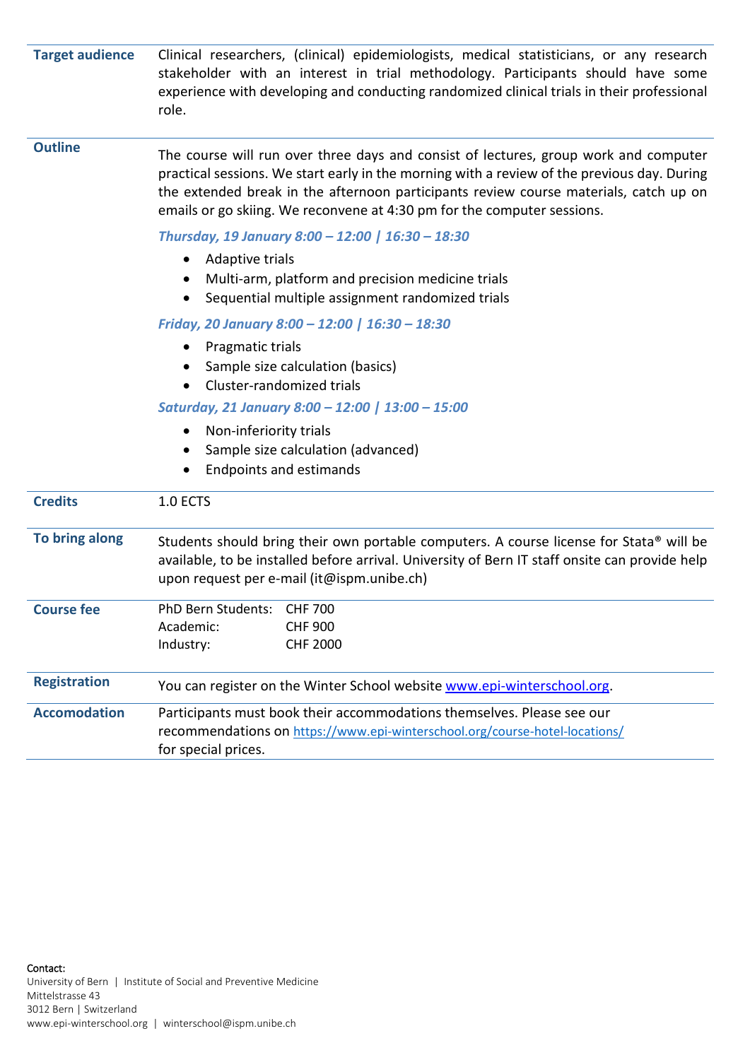**Target audience**

Clinical researchers, (clinical) epidemiologists, medical statisticians, or any research stakeholder with an interest in trial methodology. Participants should have some experience with developing and conducting randomized clinical trials in their professional role.

**Outline**

The course will run over three days and consist of lectures, group work and computer practical sessions. We start early in the morning with a review of the previous day. During the extended break in the afternoon participants review course materials, catch up on emails or go skiing. We reconvene at 4:30 pm for the computer sessions.

***Thursday, 19 January 8:00 – 12:00 | 16:30 – 18:30***

- Adaptive trials
- Multi-arm, platform and precision medicine trials
- Sequential multiple assignment randomized trials

***Friday, 20 January 8:00 – 12:00 | 16:30 – 18:30***

- Pragmatic trials
- Sample size calculation (basics)
- Cluster-randomized trials

***Saturday, 21 January 8:00 – 12:00 | 13:00 – 15:00***

- Non-inferiority trials
- Sample size calculation (advanced)
- Endpoints and estimands

**Credits**

1.0 ECTS

**To bring along**

Students should bring their own portable computers. A course license for Stata® will be available, to be installed before arrival. University of Bern IT staff onsite can provide help upon request per e-mail (it@ispm.unibe.ch)

**Course fee**

| | |
|---|---|
| PhD Bern Students: | CHF 700 |
| Academic: | CHF 900 |
| Industry: | CHF 2000 |

**Registration**

You can register on the Winter School website www.epi-winterschool.org.

**Accomodation**

Participants must book their accommodations themselves. Please see our recommendations on https://www.epi-winterschool.org/course-hotel-locations/ for special prices.

**Contact:**
University of Bern | Institute of Social and Preventive Medicine
Mittelstrasse 43
3012 Bern | Switzerland
www.epi-winterschool.org | winterschool@ispm.unibe.ch